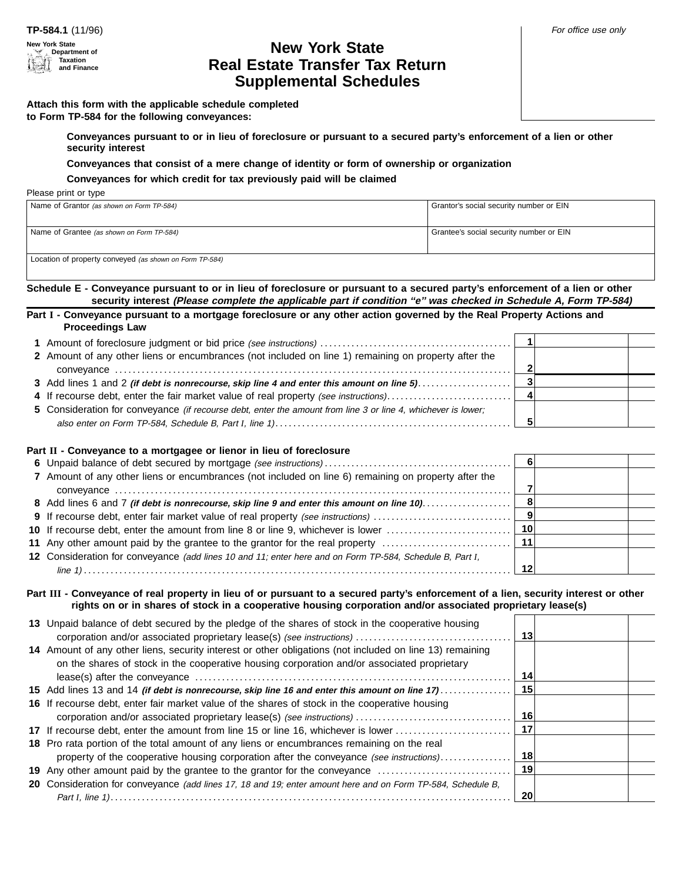TP-584.1 (11/96)

New York State Department of Taxation and Finance

For office use only

# New York State Real Estate Transfer Tax Return Supplemental Schedules

**Attach this form with the applicable schedule completed to Form TP-584 for the following conveyances:**

**Conveyances pursuant to or in lieu of foreclosure or pursuant to a secured party's enforcement of a lien or other security interest**

**Conveyances that consist of a mere change of identity or form of ownership or organization**

**Conveyances for which credit for tax previously paid will be claimed**

Please print or type

| Name of Grantor *(as shown on Form TP-584)* | Grantor's social security number or EIN |
|---|---|
| Name of Grantee *(as shown on Form TP-584)* | Grantee's social security number or EIN |
| Location of property conveyed *(as shown on Form TP-584)* | |

## Schedule E - Conveyance pursuant to or in lieu of foreclosure or pursuant to a secured party's enforcement of a lien or other security interest *(Please complete the applicable part if condition "e" was checked in Schedule A, Form TP-584)*

### Part I - Conveyance pursuant to a mortgage foreclosure or any other action governed by the Real Property Actions and Proceedings Law

| | | Line | Amount | |
|---|---|---|---|---|
| **1** | Amount of foreclosure judgment or bid price *(see instructions)* | 1 | | |
| **2** | Amount of any other liens or encumbrances (not included on line 1) remaining on property after the conveyance | 2 | | |
| **3** | Add lines 1 and 2 ***(if debt is nonrecourse, skip line 4 and enter this amount on line 5)*** | 3 | | |
| **4** | If recourse debt, enter the fair market value of real property *(see instructions)* | 4 | | |
| **5** | Consideration for conveyance *(if recourse debt, enter the amount from line 3 or line 4, whichever is lower; also enter on Form TP-584, Schedule B, Part I, line 1)* | 5 | | |

### Part II - Conveyance to a mortgagee or lienor in lieu of foreclosure

| | | Line | Amount | |
|---|---|---|---|---|
| **6** | Unpaid balance of debt secured by mortgage *(see instructions)* | 6 | | |
| **7** | Amount of any other liens or encumbrances (not included on line 6) remaining on property after the conveyance | 7 | | |
| **8** | Add lines 6 and 7 ***(if debt is nonrecourse, skip line 9 and enter this amount on line 10)*** | 8 | | |
| **9** | If recourse debt, enter fair market value of real property *(see instructions)* | 9 | | |
| **10** | If recourse debt, enter the amount from line 8 or line 9, whichever is lower | 10 | | |
| **11** | Any other amount paid by the grantee to the grantor for the real property | 11 | | |
| **12** | Consideration for conveyance *(add lines 10 and 11; enter here and on Form TP-584, Schedule B, Part I, line 1)* | 12 | | |

### Part III - Conveyance of real property in lieu of or pursuant to a secured party's enforcement of a lien, security interest or other rights on or in shares of stock in a cooperative housing corporation and/or associated proprietary lease(s)

| | | Line | Amount | |
|---|---|---|---|---|
| **13** | Unpaid balance of debt secured by the pledge of the shares of stock in the cooperative housing corporation and/or associated proprietary lease(s) *(see instructions)* | 13 | | |
| **14** | Amount of any other liens, security interest or other obligations (not included on line 13) remaining on the shares of stock in the cooperative housing corporation and/or associated proprietary lease(s) after the conveyance | 14 | | |
| **15** | Add lines 13 and 14 ***(if debt is nonrecourse, skip line 16 and enter this amount on line 17)*** | 15 | | |
| **16** | If recourse debt, enter fair market value of the shares of stock in the cooperative housing corporation and/or associated proprietary lease(s) *(see instructions)* | 16 | | |
| **17** | If recourse debt, enter the amount from line 15 or line 16, whichever is lower | 17 | | |
| **18** | Pro rata portion of the total amount of any liens or encumbrances remaining on the real property of the cooperative housing corporation after the conveyance *(see instructions)* | 18 | | |
| **19** | Any other amount paid by the grantee to the grantor for the conveyance | 19 | | |
| **20** | Consideration for conveyance *(add lines 17, 18 and 19; enter amount here and on Form TP-584, Schedule B, Part I, line 1)* | 20 | | |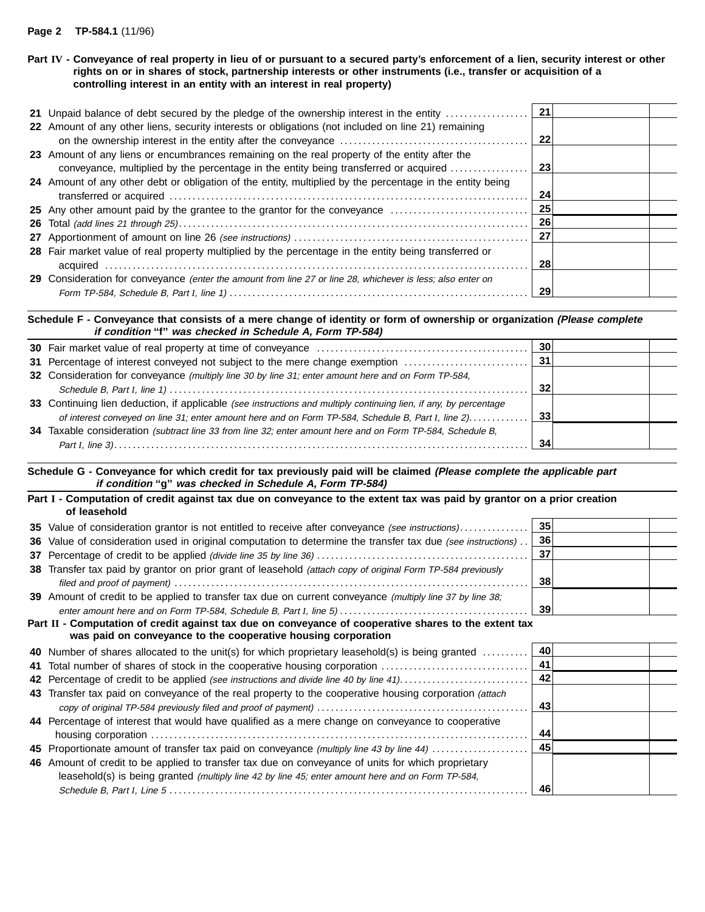**Part IV - Conveyance of real property in lieu of or pursuant to a secured party's enforcement of a lien, security interest or other rights on or in shares of stock, partnership interests or other instruments (i.e., transfer or acquisition of a controlling interest in an entity with an interest in real property)**

| Line | Description | No. | Amount | |
|---|---|---|---|---|
| 21 | Unpaid balance of debt secured by the pledge of the ownership interest in the entity | 21 | | |
| 22 | Amount of any other liens, security interests or obligations (not included on line 21) remaining on the ownership interest in the entity after the conveyance | 22 | | |
| 23 | Amount of any liens or encumbrances remaining on the real property of the entity after the conveyance, multiplied by the percentage in the entity being transferred or acquired | 23 | | |
| 24 | Amount of any other debt or obligation of the entity, multiplied by the percentage in the entity being transferred or acquired | 24 | | |
| 25 | Any other amount paid by the grantee to the grantor for the conveyance | 25 | | |
| 26 | Total *(add lines 21 through 25)* | 26 | | |
| 27 | Apportionment of amount on line 26 *(see instructions)* | 27 | | |
| 28 | Fair market value of real property multiplied by the percentage in the entity being transferred or acquired | 28 | | |
| 29 | Consideration for conveyance *(enter the amount from line 27 or line 28, whichever is less; also enter on Form TP-584, Schedule B, Part I, line 1)* | 29 | | |

**Schedule F - Conveyance that consists of a mere change of identity or form of ownership or organization *(Please complete if condition "f" was checked in Schedule A, Form TP-584)***

| Line | Description | No. | Amount | |
|---|---|---|---|---|
| 30 | Fair market value of real property at time of conveyance | 30 | | |
| 31 | Percentage of interest conveyed not subject to the mere change exemption | 31 | | |
| 32 | Consideration for conveyance *(multiply line 30 by line 31; enter amount here and on Form TP-584, Schedule B, Part I, line 1)* | 32 | | |
| 33 | Continuing lien deduction, if applicable *(see instructions and multiply continuing lien, if any, by percentage of interest conveyed on line 31; enter amount here and on Form TP-584, Schedule B, Part I, line 2)* | 33 | | |
| 34 | Taxable consideration *(subtract line 33 from line 32; enter amount here and on Form TP-584, Schedule B, Part I, line 3)* | 34 | | |

**Schedule G - Conveyance for which credit for tax previously paid will be claimed *(Please complete the applicable part if condition "g" was checked in Schedule A, Form TP-584)***

**Part I - Computation of credit against tax due on conveyance to the extent tax was paid by grantor on a prior creation of leasehold**

| Line | Description | No. | Amount | |
|---|---|---|---|---|
| 35 | Value of consideration grantor is not entitled to receive after conveyance *(see instructions)* | 35 | | |
| 36 | Value of consideration used in original computation to determine the transfer tax due *(see instructions)* | 36 | | |
| 37 | Percentage of credit to be applied *(divide line 35 by line 36)* | 37 | | |
| 38 | Transfer tax paid by grantor on prior grant of leasehold *(attach copy of original Form TP-584 previously filed and proof of payment)* | 38 | | |
| 39 | Amount of credit to be applied to transfer tax due on current conveyance *(multiply line 37 by line 38; enter amount here and on Form TP-584, Schedule B, Part I, line 5)* | 39 | | |

**Part II - Computation of credit against tax due on conveyance of cooperative shares to the extent tax was paid on conveyance to the cooperative housing corporation**

| Line | Description | No. | Amount | |
|---|---|---|---|---|
| 40 | Number of shares allocated to the unit(s) for which proprietary leasehold(s) is being granted | 40 | | |
| 41 | Total number of shares of stock in the cooperative housing corporation | 41 | | |
| 42 | Percentage of credit to be applied *(see instructions and divide line 40 by line 41)* | 42 | | |
| 43 | Transfer tax paid on conveyance of the real property to the cooperative housing corporation *(attach copy of original TP-584 previously filed and proof of payment)* | 43 | | |
| 44 | Percentage of interest that would have qualified as a mere change on conveyance to cooperative housing corporation | 44 | | |
| 45 | Proportionate amount of transfer tax paid on conveyance *(multiply line 43 by line 44)* | 45 | | |
| 46 | Amount of credit to be applied to transfer tax due on conveyance of units for which proprietary leasehold(s) is being granted *(multiply line 42 by line 45; enter amount here and on Form TP-584, Schedule B, Part I, Line 5* | 46 | | |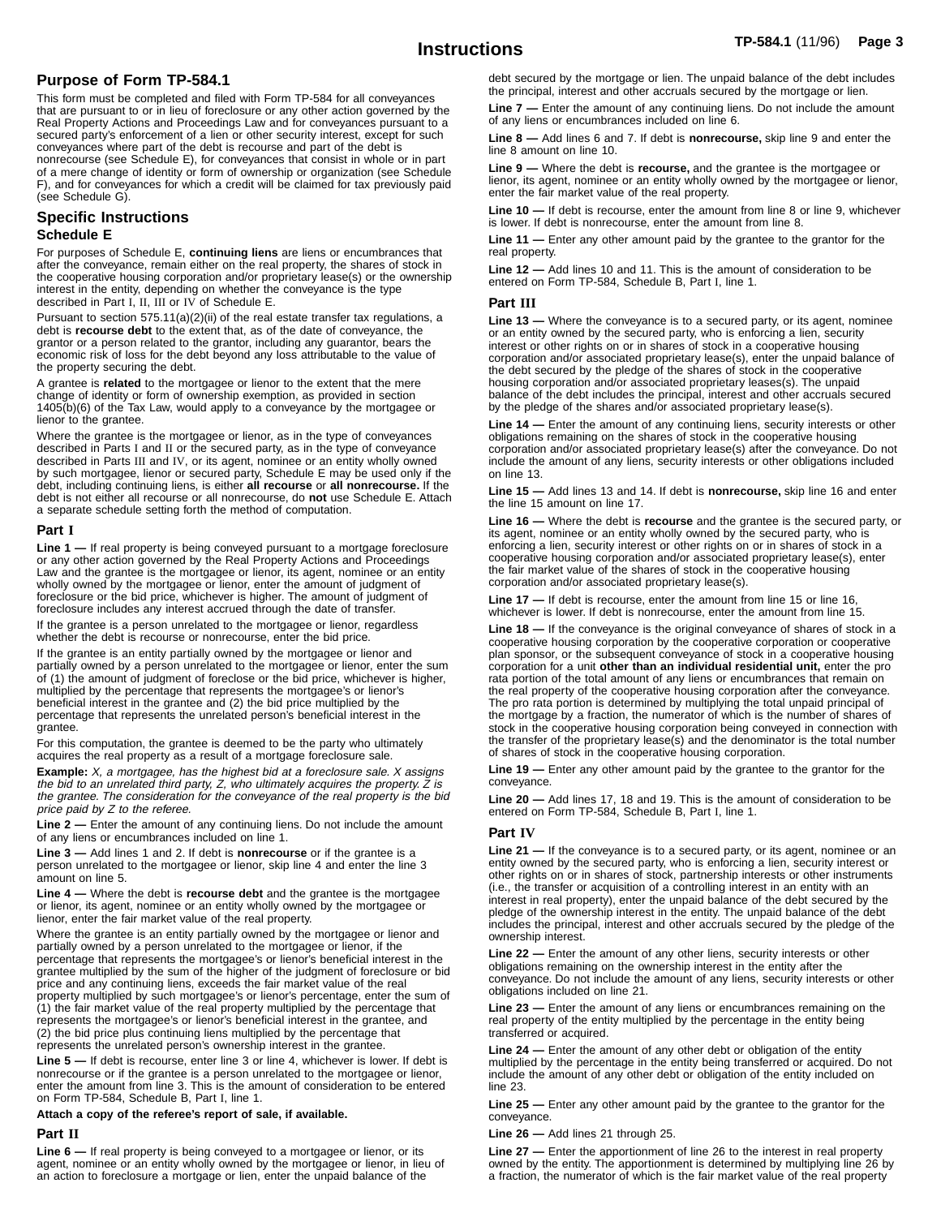# Instructions

## Purpose of Form TP-584.1

This form must be completed and filed with Form TP-584 for all conveyances that are pursuant to or in lieu of foreclosure or any other action governed by the Real Property Actions and Proceedings Law and for conveyances pursuant to a secured party's enforcement of a lien or other security interest, except for such conveyances where part of the debt is recourse and part of the debt is nonrecourse (see Schedule E), for conveyances that consist in whole or in part of a mere change of identity or form of ownership or organization (see Schedule F), and for conveyances for which a credit will be claimed for tax previously paid (see Schedule G).

## Specific Instructions

### Schedule E

For purposes of Schedule E, **continuing liens** are liens or encumbrances that after the conveyance, remain either on the real property, the shares of stock in the cooperative housing corporation and/or proprietary lease(s) or the ownership interest in the entity, depending on whether the conveyance is the type described in Part I, II, III or IV of Schedule E.

Pursuant to section 575.11(a)(2)(ii) of the real estate transfer tax regulations, a debt is **recourse debt** to the extent that, as of the date of conveyance, the grantor or a person related to the grantor, including any guarantor, bears the economic risk of loss for the debt beyond any loss attributable to the value of the property securing the debt.

A grantee is **related** to the mortgagee or lienor to the extent that the mere change of identity or form of ownership exemption, as provided in section 1405(b)(6) of the Tax Law, would apply to a conveyance by the mortgagee or lienor to the grantee.

Where the grantee is the mortgagee or lienor, as in the type of conveyances described in Parts I and II or the secured party, as in the type of conveyance described in Parts III and IV, or its agent, nominee or an entity wholly owned by such mortgagee, lienor or secured party, Schedule E may be used only if the debt, including continuing liens, is either **all recourse** or **all nonrecourse.** If the debt is not either all recourse or all nonrecourse, do **not** use Schedule E. Attach a separate schedule setting forth the method of computation.

#### Part I

**Line 1 —** If real property is being conveyed pursuant to a mortgage foreclosure or any other action governed by the Real Property Actions and Proceedings Law and the grantee is the mortgagee or lienor, its agent, nominee or an entity wholly owned by the mortgagee or lienor, enter the amount of judgment of foreclosure or the bid price, whichever is higher. The amount of judgment of foreclosure includes any interest accrued through the date of transfer.

If the grantee is a person unrelated to the mortgagee or lienor, regardless whether the debt is recourse or nonrecourse, enter the bid price.

If the grantee is an entity partially owned by the mortgagee or lienor and partially owned by a person unrelated to the mortgagee or lienor, enter the sum of (1) the amount of judgment of foreclose or the bid price, whichever is higher, multiplied by the percentage that represents the mortgagee's or lienor's beneficial interest in the grantee and (2) the bid price multiplied by the percentage that represents the unrelated person's beneficial interest in the grantee.

For this computation, the grantee is deemed to be the party who ultimately acquires the real property as a result of a mortgage foreclosure sale.

**Example:** *X, a mortgagee, has the highest bid at a foreclosure sale. X assigns the bid to an unrelated third party, Z, who ultimately acquires the property. Z is the grantee. The consideration for the conveyance of the real property is the bid price paid by Z to the referee.*

**Line 2 —** Enter the amount of any continuing liens. Do not include the amount of any liens or encumbrances included on line 1.

**Line 3 —** Add lines 1 and 2. If debt is **nonrecourse** or if the grantee is a person unrelated to the mortgagee or lienor, skip line 4 and enter the line 3 amount on line 5.

**Line 4 —** Where the debt is **recourse debt** and the grantee is the mortgagee or lienor, its agent, nominee or an entity wholly owned by the mortgagee or lienor, enter the fair market value of the real property.

Where the grantee is an entity partially owned by the mortgagee or lienor and partially owned by a person unrelated to the mortgagee or lienor, if the percentage that represents the mortgagee's or lienor's beneficial interest in the grantee multiplied by the sum of the higher of the judgment of foreclosure or bid price and any continuing liens, exceeds the fair market value of the real property multiplied by such mortgagee's or lienor's percentage, enter the sum of (1) the fair market value of the real property multiplied by the percentage that represents the mortgagee's or lienor's beneficial interest in the grantee, and (2) the bid price plus continuing liens multiplied by the percentage that represents the unrelated person's ownership interest in the grantee.

**Line 5 —** If debt is recourse, enter line 3 or line 4, whichever is lower. If debt is nonrecourse or if the grantee is a person unrelated to the mortgagee or lienor, enter the amount from line 3. This is the amount of consideration to be entered on Form TP-584, Schedule B, Part I, line 1.

**Attach a copy of the referee's report of sale, if available.**

#### Part II

**Line 6 —** If real property is being conveyed to a mortgagee or lienor, or its agent, nominee or an entity wholly owned by the mortgagee or lienor, in lieu of an action to foreclose a mortgage or lien, enter the unpaid balance of the debt secured by the mortgage or lien. The unpaid balance of the debt includes the principal, interest and other accruals secured by the mortgage or lien.

**Line 7 —** Enter the amount of any continuing liens. Do not include the amount of any liens or encumbrances included on line 6.

**Line 8 —** Add lines 6 and 7. If debt is **nonrecourse,** skip line 9 and enter the line 8 amount on line 10.

**Line 9 —** Where the debt is **recourse,** and the grantee is the mortgagee or lienor, its agent, nominee or an entity wholly owned by the mortgagee or lienor, enter the fair market value of the real property.

**Line 10 —** If debt is recourse, enter the amount from line 8 or line 9, whichever is lower. If debt is nonrecourse, enter the amount from line 8.

**Line 11 —** Enter any other amount paid by the grantee to the grantor for the real property.

**Line 12 —** Add lines 10 and 11. This is the amount of consideration to be entered on Form TP-584, Schedule B, Part I, line 1.

#### Part III

**Line 13 —** Where the conveyance is to a secured party, or its agent, nominee or an entity owned by the secured party, who is enforcing a lien, security interest or other rights on or in shares of stock in a cooperative housing corporation and/or associated proprietary lease(s), enter the unpaid balance of the debt secured by the pledge of the shares of stock in the cooperative housing corporation and/or associated proprietary leases(s). The unpaid balance of the debt includes the principal, interest and other accruals secured by the pledge of the shares and/or associated proprietary lease(s).

**Line 14 —** Enter the amount of any continuing liens, security interests or other obligations remaining on the shares of stock in the cooperative housing corporation and/or associated proprietary lease(s) after the conveyance. Do not include the amount of any liens, security interests or other obligations included on line 13.

**Line 15 —** Add lines 13 and 14. If debt is **nonrecourse,** skip line 16 and enter the line 15 amount on line 17.

**Line 16 —** Where the debt is **recourse** and the grantee is the secured party, or its agent, nominee or an entity wholly owned by the secured party, who is enforcing a lien, security interest or other rights on or in shares of stock in a cooperative housing corporation and/or associated proprietary lease(s), enter the fair market value of the shares of stock in the cooperative housing corporation and/or associated proprietary lease(s).

**Line 17 —** If debt is recourse, enter the amount from line 15 or line 16, whichever is lower. If debt is nonrecourse, enter the amount from line 15.

**Line 18 —** If the conveyance is the original conveyance of shares of stock in a cooperative housing corporation by the cooperative corporation or cooperative plan sponsor, or the subsequent conveyance of stock in a cooperative housing corporation for a unit **other than an individual residential unit,** enter the pro rata portion of the total amount of any liens or encumbrances that remain on the real property of the cooperative housing corporation after the conveyance. The pro rata portion is determined by multiplying the total unpaid principal of the mortgage by a fraction, the numerator of which is the number of shares of stock in the cooperative housing corporation being conveyed in connection with the transfer of the proprietary lease(s) and the denominator is the total number of shares of stock in the cooperative housing corporation.

**Line 19 —** Enter any other amount paid by the grantee to the grantor for the conveyance.

**Line 20 —** Add lines 17, 18 and 19. This is the amount of consideration to be entered on Form TP-584, Schedule B, Part I, line 1.

#### Part IV

**Line 21 —** If the conveyance is to a secured party, or its agent, nominee or an entity owned by the secured party, who is enforcing a lien, security interest or other rights on or in shares of stock, partnership interests or other instruments (i.e., the transfer or acquisition of a controlling interest in an entity with an interest in real property), enter the unpaid balance of the debt secured by the pledge of the ownership interest in the entity. The unpaid balance of the debt includes the principal, interest and other accruals secured by the pledge of the ownership interest.

**Line 22 —** Enter the amount of any other liens, security interests or other obligations remaining on the ownership interest in the entity after the conveyance. Do not include the amount of any liens, security interests or other obligations included on line 21.

**Line 23 —** Enter the amount of any liens or encumbrances remaining on the real property of the entity multiplied by the percentage in the entity being transferred or acquired.

**Line 24 —** Enter the amount of any other debt or obligation of the entity multiplied by the percentage in the entity being transferred or acquired. Do not include the amount of any other debt or obligation of the entity included on line 23.

**Line 25 —** Enter any other amount paid by the grantee to the grantor for the conveyance.

**Line 26 —** Add lines 21 through 25.

**Line 27 —** Enter the apportionment of line 26 to the interest in real property owned by the entity. The apportionment is determined by multiplying line 26 by a fraction, the numerator of which is the fair market value of the real property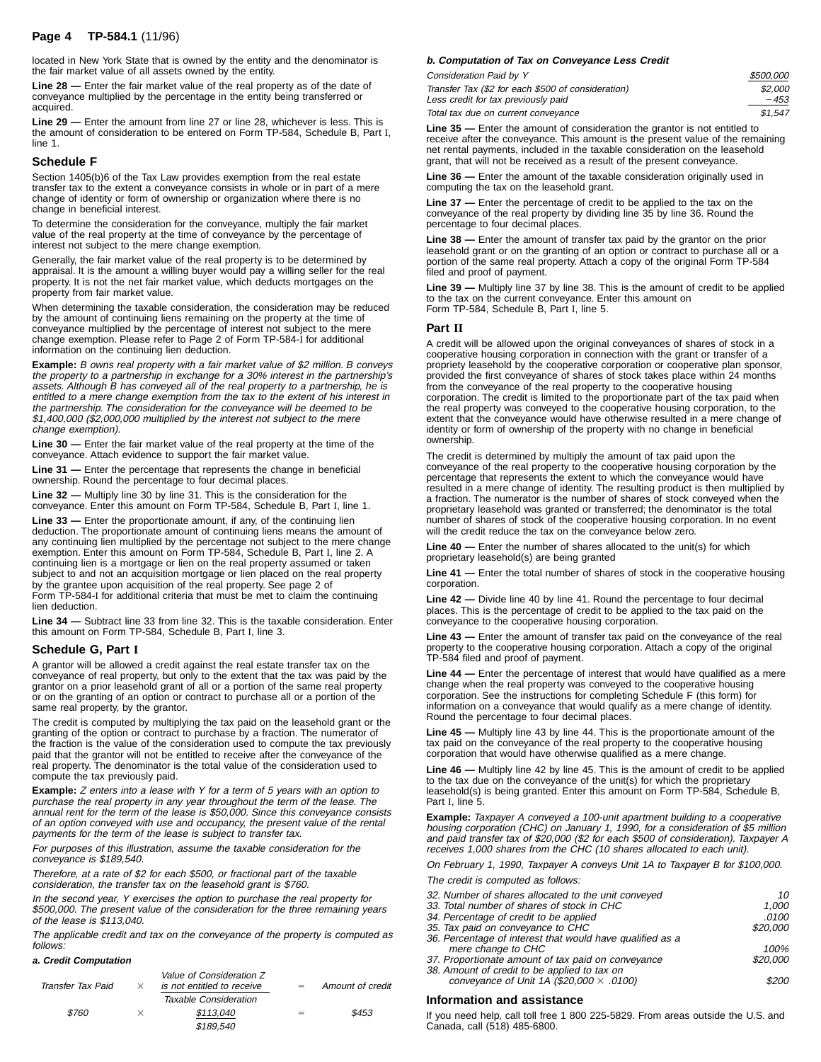located in New York State that is owned by the entity and the denominator is the fair market value of all assets owned by the entity.

**Line 28 —** Enter the fair market value of the real property as of the date of conveyance multiplied by the percentage in the entity being transferred or acquired.

**Line 29 —** Enter the amount from line 27 or line 28, whichever is less. This is the amount of consideration to be entered on Form TP-584, Schedule B, Part I, line 1.

## Schedule F

Section 1405(b)6 of the Tax Law provides exemption from the real estate transfer tax to the extent a conveyance consists in whole or in part of a mere change of identity or form of ownership or organization where there is no change in beneficial interest.

To determine the consideration for the conveyance, multiply the fair market value of the real property at the time of conveyance by the percentage of interest not subject to the mere change exemption.

Generally, the fair market value of the real property is to be determined by appraisal. It is the amount a willing buyer would pay a willing seller for the real property. It is not the net fair market value, which deducts mortgages on the property from fair market value.

When determining the taxable consideration, the consideration may be reduced by the amount of continuing liens remaining on the property at the time of conveyance multiplied by the percentage of interest not subject to the mere change exemption. Please refer to Page 2 of Form TP-584-I for additional information on the continuing lien deduction.

**Example:** *B owns real property with a fair market value of $2 million. B conveys the property to a partnership in exchange for a 30% interest in the partnership's assets. Although B has conveyed all of the real property to a partnership, he is entitled to a mere change exemption from the tax to the extent of his interest in the partnership. The consideration for the conveyance will be deemed to be $1,400,000 ($2,000,000 multiplied by the interest not subject to the mere change exemption).*

**Line 30 —** Enter the fair market value of the real property at the time of the conveyance. Attach evidence to support the fair market value.

**Line 31 —** Enter the percentage that represents the change in beneficial ownership. Round the percentage to four decimal places.

**Line 32 —** Multiply line 30 by line 31. This is the consideration for the conveyance. Enter this amount on Form TP-584, Schedule B, Part I, line 1.

**Line 33 —** Enter the proportionate amount, if any, of the continuing lien deduction. The proportionate amount of continuing liens means the amount of any continuing lien multiplied by the percentage not subject to the mere change exemption. Enter this amount on Form TP-584, Schedule B, Part I, line 2. A continuing lien is a mortgage or lien on the real property assumed or taken subject to and not an acquisition mortgage or lien placed on the real property by the grantee upon acquisition of the real property. See page 2 of Form TP-584-I for additional criteria that must be met to claim the continuing lien deduction.

**Line 34 —** Subtract line 33 from line 32. This is the taxable consideration. Enter this amount on Form TP-584, Schedule B, Part I, line 3.

## Schedule G, Part I

A grantor will be allowed a credit against the real estate transfer tax on the conveyance of real property, but only to the extent that the tax was paid by the grantor on a prior leasehold grant of all or a portion of the same real property or on the granting of an option or contract to purchase all or a portion of the same real property, by the grantor.

The credit is computed by multiplying the tax paid on the leasehold grant or the granting of the option or contract to purchase by a fraction. The numerator of the fraction is the value of the consideration used to compute the tax previously paid that the grantor will not be entitled to receive after the conveyance of the real property. The denominator is the total value of the consideration used to compute the tax previously paid.

**Example:** *Z enters into a lease with Y for a term of 5 years with an option to purchase the real property in any year throughout the term of the lease. The annual rent for the term of the lease is $50,000. Since this conveyance consists of an option conveyed with use and occupancy, the present value of the rental payments for the term of the lease is subject to transfer tax.*

*For purposes of this illustration, assume the taxable consideration for the conveyance is $189,540.*

*Therefore, at a rate of $2 for each $500, or fractional part of the taxable consideration, the transfer tax on the leasehold grant is $760.*

*In the second year, Y exercises the option to purchase the real property for $500,000. The present value of the consideration for the three remaining years of the lease is $113,040.*

*The applicable credit and tax on the conveyance of the property is computed as follows:*

***a. Credit Computation***

| *Transfer Tax Paid* | × | *Value of Consideration Z is not entitled to receive / Taxable Consideration* | = | *Amount of credit* |
|---|---|---|---|---|
| *$760* | × | *$113,040 / $189,540* | = | *$453* |

***b. Computation of Tax on Conveyance Less Credit***

| | |
|---|---|
| *Consideration Paid by Y* | *$500,000* |
| *Transfer Tax ($2 for each $500 of consideration)* | *$2,000* |
| *Less credit for tax previously paid* | *−453* |
| *Total tax due on current conveyance* | *$1,547* |

**Line 35 —** Enter the amount of consideration the grantor is not entitled to receive after the conveyance. This amount is the present value of the remaining net rental payments, included in the taxable consideration on the leasehold grant, that will not be received as a result of the present conveyance.

**Line 36 —** Enter the amount of the taxable consideration originally used in computing the tax on the leasehold grant.

**Line 37 —** Enter the percentage of credit to be applied to the tax on the conveyance of the real property by dividing line 35 by line 36. Round the percentage to four decimal places.

**Line 38 —** Enter the amount of transfer tax paid by the grantor on the prior leasehold grant or on the granting of an option or contract to purchase all or a portion of the same real property. Attach a copy of the original Form TP-584 filed and proof of payment.

**Line 39 —** Multiply line 37 by line 38. This is the amount of credit to be applied to the tax on the current conveyance. Enter this amount on Form TP-584, Schedule B, Part I, line 5.

## Part II

A credit will be allowed upon the original conveyances of shares of stock in a cooperative housing corporation in connection with the grant or transfer of a propriety leasehold by the cooperative corporation or cooperative plan sponsor, provided the first conveyance of shares of stock takes place within 24 months from the conveyance of the real property to the cooperative housing corporation. The credit is limited to the proportionate part of the tax paid when the real property was conveyed to the cooperative housing corporation, to the extent that the conveyance would have otherwise resulted in a mere change of identity or form of ownership of the property with no change in beneficial ownership.

The credit is determined by multiply the amount of tax paid upon the conveyance of the real property to the cooperative housing corporation by the percentage that represents the extent to which the conveyance would have resulted in a mere change of identity. The resulting product is then multiplied by a fraction. The numerator is the number of shares of stock conveyed when the proprietary leasehold was granted or transferred; the denominator is the total number of shares of stock of the cooperative housing corporation. In no event will the credit reduce the tax on the conveyance below zero.

**Line 40 —** Enter the number of shares allocated to the unit(s) for which proprietary leasehold(s) are being granted

**Line 41 —** Enter the total number of shares of stock in the cooperative housing corporation.

**Line 42 —** Divide line 40 by line 41. Round the percentage to four decimal places. This is the percentage of credit to be applied to the tax paid on the conveyance to the cooperative housing corporation.

**Line 43 —** Enter the amount of transfer tax paid on the conveyance of the real property to the cooperative housing corporation. Attach a copy of the original TP-584 filed and proof of payment.

**Line 44 —** Enter the percentage of interest that would have qualified as a mere change when the real property was conveyed to the cooperative housing corporation. See the instructions for completing Schedule F (this form) for information on a conveyance that would qualify as a mere change of identity. Round the percentage to four decimal places.

**Line 45 —** Multiply line 43 by line 44. This is the proportionate amount of the tax paid on the conveyance of the real property to the cooperative housing corporation that would have otherwise qualified as a mere change.

**Line 46 —** Multiply line 42 by line 45. This is the amount of credit to be applied to the tax due on the conveyance of the unit(s) for which the proprietary leasehold(s) is being granted. Enter this amount on Form TP-584, Schedule B, Part I, line 5.

**Example:** *Taxpayer A conveyed a 100-unit apartment building to a cooperative housing corporation (CHC) on January 1, 1990, for a consideration of $5 million and paid transfer tax of $20,000 ($2 for each $500 of consideration). Taxpayer A receives 1,000 shares from the CHC (10 shares allocated to each unit).*

*On February 1, 1990, Taxpayer A conveys Unit 1A to Taxpayer B for $100,000.*

*The credit is computed as follows:*

| | |
|---|---|
| *32. Number of shares allocated to the unit conveyed* | *10* |
| *33. Total number of shares of stock in CHC* | *1,000* |
| *34. Percentage of credit to be applied* | *.0100* |
| *35. Tax paid on conveyance to CHC* | *$20,000* |
| *36. Percentage of interest that would have qualified as a mere change to CHC* | *100%* |
| *37. Proportionate amount of tax paid on conveyance* | *$20,000* |
| *38. Amount of credit to be applied to tax on conveyance of Unit 1A ($20,000 × .0100)* | *$200* |

## Information and assistance

If you need help, call toll free 1 800 225-5829. From areas outside the U.S. and Canada, call (518) 485-6800.